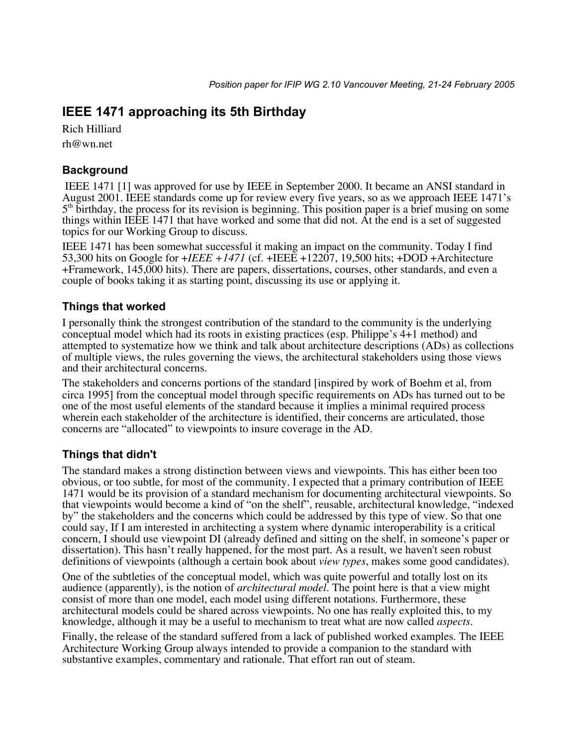*Position paper for IFIP WG 2.10 Vancouver Meeting, 21-24 February 2005*

# IEEE 1471 approaching its 5th Birthday

Rich Hilliard

rh@wn.net

## Background

IEEE 1471 [1] was approved for use by IEEE in September 2000. It became an ANSI standard in August 2001. IEEE standards come up for review every five years, so as we approach IEEE 1471's 5th birthday, the process for its revision is beginning. This position paper is a brief musing on some things within IEEE 1471 that have worked and some that did not. At the end is a set of suggested topics for our Working Group to discuss.

IEEE 1471 has been somewhat successful it making an impact on the community. Today I find 53,300 hits on Google for *+IEEE +1471* (cf. +IEEE +12207, 19,500 hits; +DOD +Architecture +Framework, 145,000 hits). There are papers, dissertations, courses, other standards, and even a couple of books taking it as starting point, discussing its use or applying it.

## Things that worked

I personally think the strongest contribution of the standard to the community is the underlying conceptual model which had its roots in existing practices (esp. Philippe's 4+1 method) and attempted to systematize how we think and talk about architecture descriptions (ADs) as collections of multiple views, the rules governing the views, the architectural stakeholders using those views and their architectural concerns.

The stakeholders and concerns portions of the standard [inspired by work of Boehm et al, from circa 1995] from the conceptual model through specific requirements on ADs has turned out to be one of the most useful elements of the standard because it implies a minimal required process wherein each stakeholder of the architecture is identified, their concerns are articulated, those concerns are "allocated" to viewpoints to insure coverage in the AD.

## Things that didn't

The standard makes a strong distinction between views and viewpoints. This has either been too obvious, or too subtle, for most of the community. I expected that a primary contribution of IEEE 1471 would be its provision of a standard mechanism for documenting architectural viewpoints. So that viewpoints would become a kind of "on the shelf", reusable, architectural knowledge, "indexed by" the stakeholders and the concerns which could be addressed by this type of view. So that one could say, If I am interested in architecting a system where dynamic interoperability is a critical concern, I should use viewpoint DI (already defined and sitting on the shelf, in someone's paper or dissertation). This hasn't really happened, for the most part. As a result, we haven't seen robust definitions of viewpoints (although a certain book about *view types*, makes some good candidates).

One of the subtleties of the conceptual model, which was quite powerful and totally lost on its audience (apparently), is the notion of *architectural model*. The point here is that a view might consist of more than one model, each model using different notations. Furthermore, these architectural models could be shared across viewpoints. No one has really exploited this, to my knowledge, although it may be a useful to mechanism to treat what are now called *aspects*.

Finally, the release of the standard suffered from a lack of published worked examples. The IEEE Architecture Working Group always intended to provide a companion to the standard with substantive examples, commentary and rationale. That effort ran out of steam.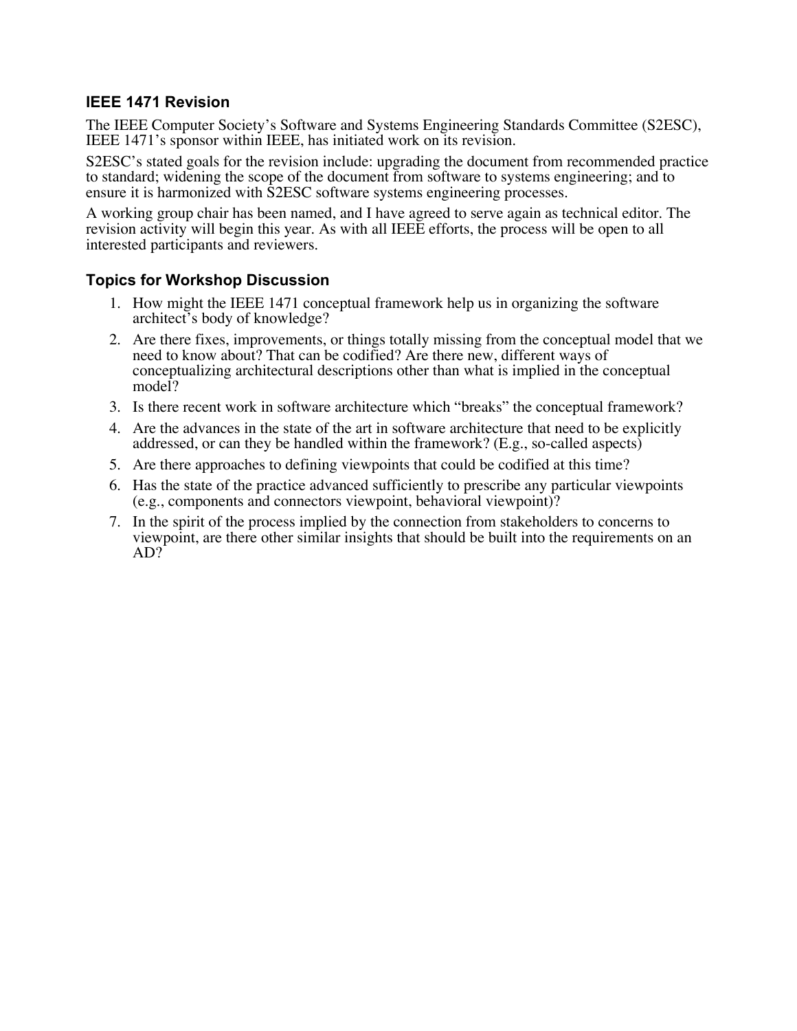## IEEE 1471 Revision

The IEEE Computer Society's Software and Systems Engineering Standards Committee (S2ESC), IEEE 1471's sponsor within IEEE, has initiated work on its revision.

S2ESC's stated goals for the revision include: upgrading the document from recommended practice to standard; widening the scope of the document from software to systems engineering; and to ensure it is harmonized with S2ESC software systems engineering processes.

A working group chair has been named, and I have agreed to serve again as technical editor. The revision activity will begin this year. As with all IEEE efforts, the process will be open to all interested participants and reviewers.

## Topics for Workshop Discussion

1. How might the IEEE 1471 conceptual framework help us in organizing the software architect's body of knowledge?
2. Are there fixes, improvements, or things totally missing from the conceptual model that we need to know about? That can be codified? Are there new, different ways of conceptualizing architectural descriptions other than what is implied in the conceptual model?
3. Is there recent work in software architecture which "breaks" the conceptual framework?
4. Are the advances in the state of the art in software architecture that need to be explicitly addressed, or can they be handled within the framework? (E.g., so-called aspects)
5. Are there approaches to defining viewpoints that could be codified at this time?
6. Has the state of the practice advanced sufficiently to prescribe any particular viewpoints (e.g., components and connectors viewpoint, behavioral viewpoint)?
7. In the spirit of the process implied by the connection from stakeholders to concerns to viewpoint, are there other similar insights that should be built into the requirements on an AD?